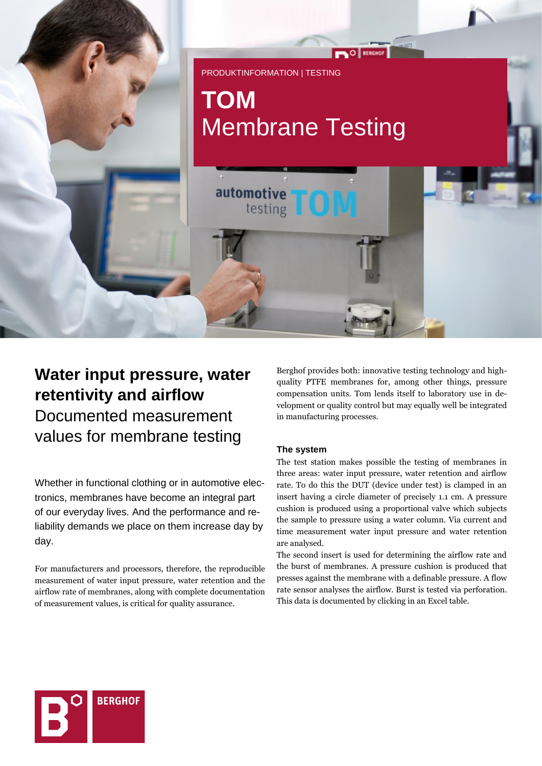PRODUKTINFORMATION | TESTING

# TOM
# Membrane Testing

## Water input pressure, water retentivity and airflow
Documented measurement values for membrane testing

Whether in functional clothing or in automotive electronics, membranes have become an integral part of our everyday lives. And the performance and reliability demands we place on them increase day by day.

For manufacturers and processors, therefore, the reproducible measurement of water input pressure, water retention and the airflow rate of membranes, along with complete documentation of measurement values, is critical for quality assurance.

Berghof provides both: innovative testing technology and high-quality PTFE membranes for, among other things, pressure compensation units. Tom lends itself to laboratory use in development or quality control but may equally well be integrated in manufacturing processes.

### The system

The test station makes possible the testing of membranes in three areas: water input pressure, water retention and airflow rate. To do this the DUT (device under test) is clamped in an insert having a circle diameter of precisely 1.1 cm. A pressure cushion is produced using a proportional valve which subjects the sample to pressure using a water column. Via current and time measurement water input pressure and water retention are analysed.

The second insert is used for determining the airflow rate and the burst of membranes. A pressure cushion is produced that presses against the membrane with a definable pressure. A flow rate sensor analyses the airflow. Burst is tested via perforation. This data is documented by clicking in an Excel table.

BERGHOF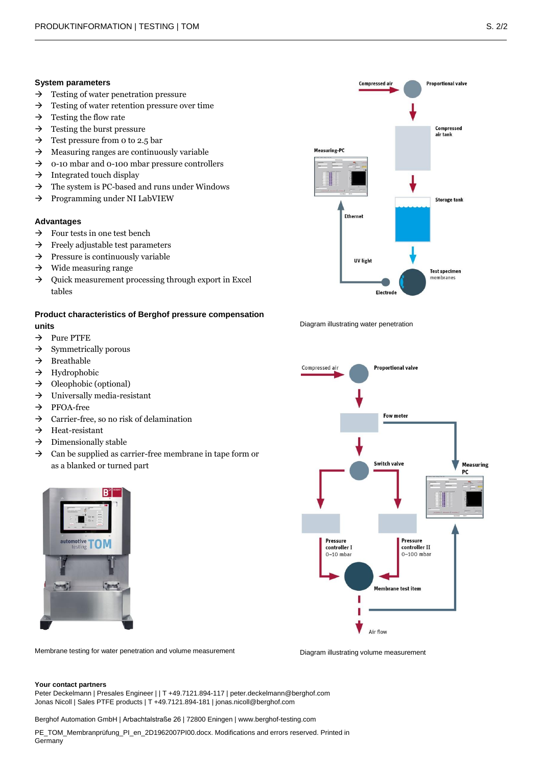### System parameters

- → Testing of water penetration pressure
- → Testing of water retention pressure over time
- → Testing the flow rate
- → Testing the burst pressure
- → Test pressure from 0 to 2.5 bar
- → Measuring ranges are continuously variable
- → 0-10 mbar and 0-100 mbar pressure controllers
- → Integrated touch display
- → The system is PC-based and runs under Windows
- → Programming under NI LabVIEW

### Advantages

- → Four tests in one test bench
- → Freely adjustable test parameters
- → Pressure is continuously variable
- → Wide measuring range
- → Quick measurement processing through export in Excel tables

### Product characteristics of Berghof pressure compensation units

- → Pure PTFE
- → Symmetrically porous
- → Breathable
- → Hydrophobic
- → Oleophobic (optional)
- → Universally media-resistant
- → PFOA-free
- → Carrier-free, so no risk of delamination
- → Heat-resistant
- → Dimensionally stable
- → Can be supplied as carrier-free membrane in tape form or as a blanked or turned part

Membrane testing for water penetration and volume measurement

Compressed air
Proportional valve
Compressed air tank
Measuring-PC
Storage tank
Ethernet
UV light
Test specimen membranes
Electrode

Diagram illustrating water penetration

Compressed air
Proportional valve
Fow meter
Switch valve
Measuring PC
Pressure controller I 0–10 mbar
Pressure controller II 0–100 mbar
Membrane test item
Air flow

Diagram illustrating volume measurement

**Your contact partners**
Peter Deckelmann | Presales Engineer | | T +49.7121.894-117 | peter.deckelmann@berghof.com
Jonas Nicoll | Sales PTFE products | T +49.7121.894-181 | jonas.nicoll@berghof.com

Berghof Automation GmbH | Arbachtalstraße 26 | 72800 Eningen | www.berghof-testing.com

PE_TOM_Membranprüfung_PI_en_2D1962007PI00.docx. Modifications and errors reserved. Printed in Germany